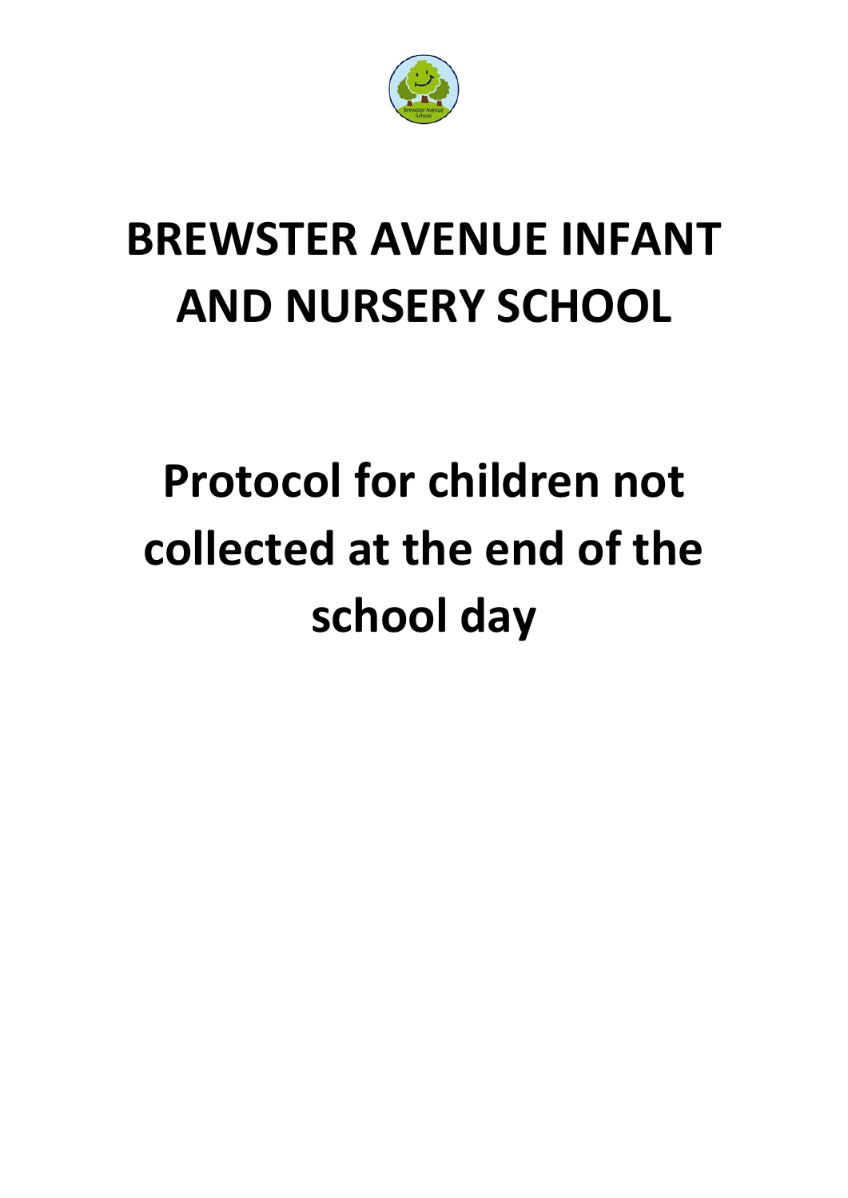# BREWSTER AVENUE INFANT AND NURSERY SCHOOL

# Protocol for children not collected at the end of the school day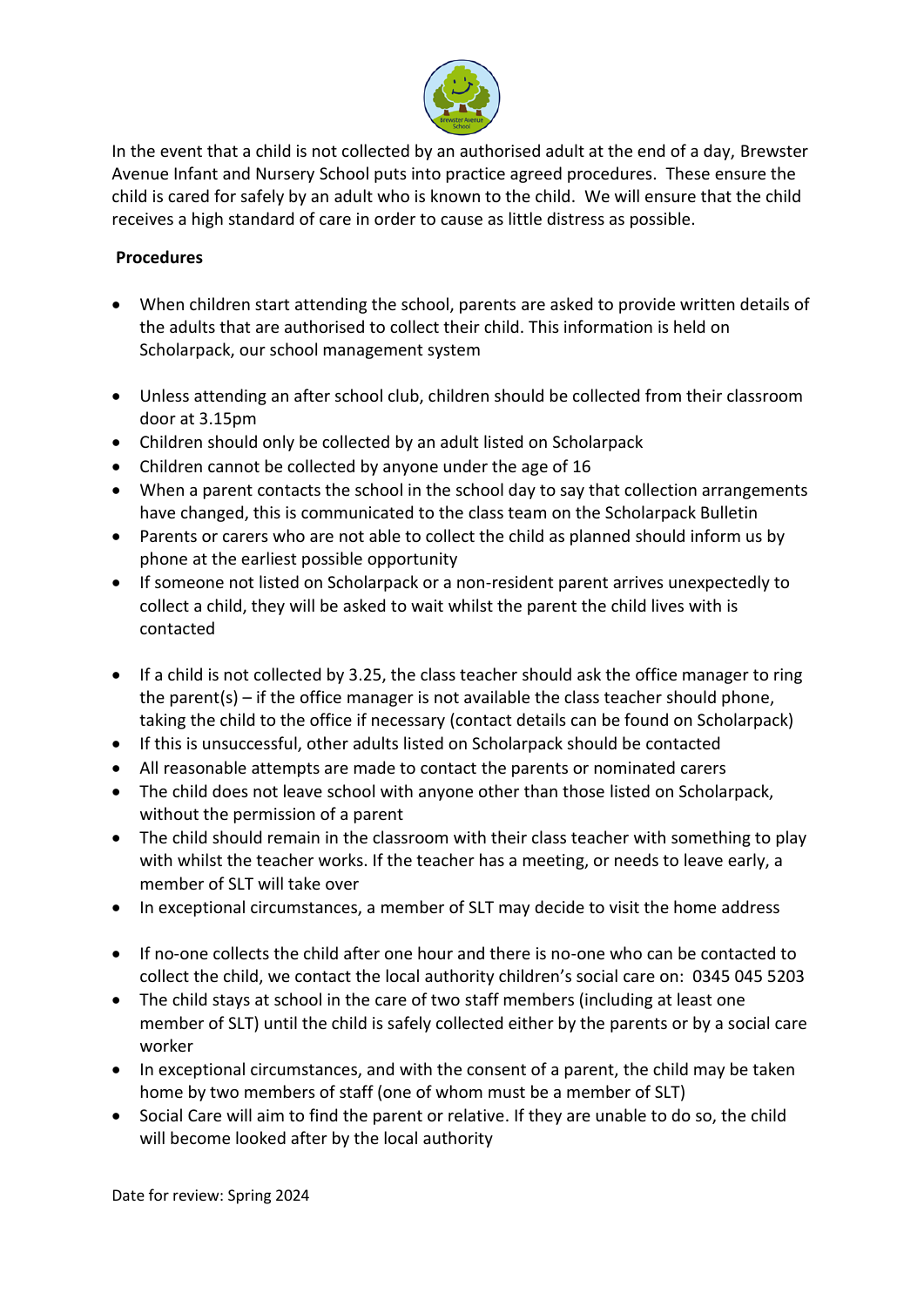In the event that a child is not collected by an authorised adult at the end of a day, Brewster Avenue Infant and Nursery School puts into practice agreed procedures. These ensure the child is cared for safely by an adult who is known to the child. We will ensure that the child receives a high standard of care in order to cause as little distress as possible.

**Procedures**

- When children start attending the school, parents are asked to provide written details of the adults that are authorised to collect their child. This information is held on Scholarpack, our school management system

- Unless attending an after school club, children should be collected from their classroom door at 3.15pm
- Children should only be collected by an adult listed on Scholarpack
- Children cannot be collected by anyone under the age of 16
- When a parent contacts the school in the school day to say that collection arrangements have changed, this is communicated to the class team on the Scholarpack Bulletin
- Parents or carers who are not able to collect the child as planned should inform us by phone at the earliest possible opportunity
- If someone not listed on Scholarpack or a non-resident parent arrives unexpectedly to collect a child, they will be asked to wait whilst the parent the child lives with is contacted

- If a child is not collected by 3.25, the class teacher should ask the office manager to ring the parent(s) – if the office manager is not available the class teacher should phone, taking the child to the office if necessary (contact details can be found on Scholarpack)
- If this is unsuccessful, other adults listed on Scholarpack should be contacted
- All reasonable attempts are made to contact the parents or nominated carers
- The child does not leave school with anyone other than those listed on Scholarpack, without the permission of a parent
- The child should remain in the classroom with their class teacher with something to play with whilst the teacher works. If the teacher has a meeting, or needs to leave early, a member of SLT will take over
- In exceptional circumstances, a member of SLT may decide to visit the home address

- If no-one collects the child after one hour and there is no-one who can be contacted to collect the child, we contact the local authority children's social care on: 0345 045 5203
- The child stays at school in the care of two staff members (including at least one member of SLT) until the child is safely collected either by the parents or by a social care worker
- In exceptional circumstances, and with the consent of a parent, the child may be taken home by two members of staff (one of whom must be a member of SLT)
- Social Care will aim to find the parent or relative. If they are unable to do so, the child will become looked after by the local authority

Date for review: Spring 2024